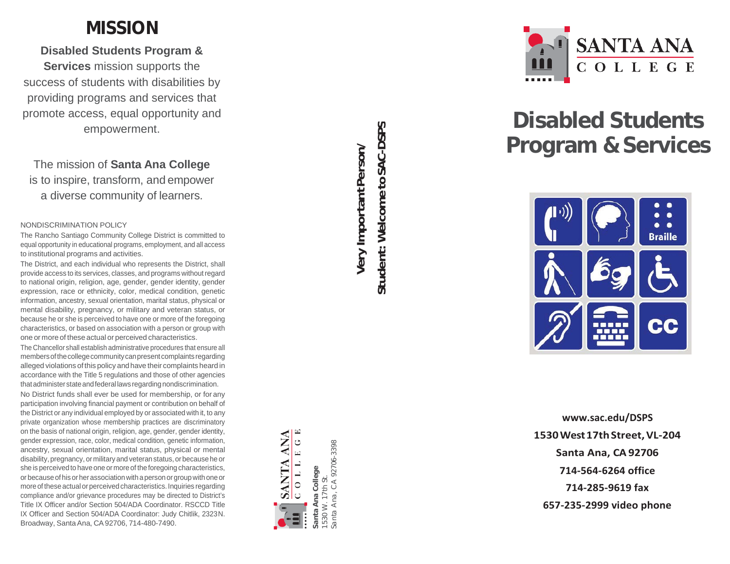# MISSION

**Disabled Students Program & Services** mission supports the success of students with disabilities by providing programs and services that promote access, equal opportunity and empowerment.

The mission of **Santa Ana College** is to inspire, transform, and empower a diverse community of learners.

NONDISCRIMINATION POLICY

The Rancho Santiago Community College District is committed to equal opportunity in educational programs, employment, and all access to institutional programs and activities.

The District, and each individual who represents the District, shall provide access to its services, classes, and programs without regard to national origin, religion, age, gender, gender identity, gender expression, race or ethnicity, color, medical condition, genetic information, ancestry, sexual orientation, marital status, physical or mental disability, pregnancy, or military and veteran status, or because he or she is perceived to have one or more of the foregoing characteristics, or based on association with a person or group with one or more of these actual or perceived characteristics.

The Chancellor shall establish administrative procedures that ensure all members of the college community can present complaints regarding alleged violations of this policy and have their complaints heard in accordance with the Title 5 regulations and those of other agencies that administer state and federal laws regarding nondiscrimination.

No District funds shall ever be used for membership, or for any participation involving financial payment or contribution on behalf of the District or any individual employed by or associated with it, to any private organization whose membership practices are discriminatory on the basis of national origin, religion, age, gender, gender identity, gender expression, race, color, medical condition, genetic information, ancestry, sexual orientation, marital status, physical or mental disability, pregnancy, or military and veteran status, or because he or she is perceived to have one or more of the foregoing characteristics, or because of his or her association with a person or group with one or more of these actual or perceived characteristics. Inquiries regarding compliance and/or grievance procedures may be directed to District's Title IX Officer and/or Section 504/ADA Coordinator. RSCCD Title IX Officer and Section 504/ADA Coordinator: Judy Chitlik, 2323 N. Broadway, Santa Ana, CA 92706, 714-480-7490.

SANTA ANA COLLEGE

**Santa Ana College**
1530 W. 17th St.
Santa Ana, CA 92706-3398

**Very Important Person/**
**Student: Welcome to SAC-DSPS**

SANTA ANA COLLEGE

# Disabled Students Program & Services

**www.sac.edu/DSPS**

**1530 West 17th Street, VL-204**

**Santa Ana, CA 92706**

**714-564-6264 office**

**714-285-9619 fax**

**657-235-2999 video phone**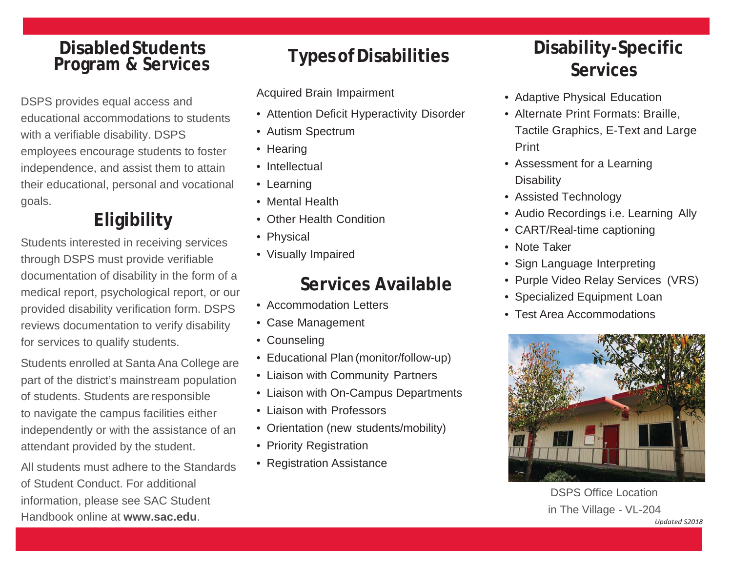## Disabled Students Program & Services

DSPS provides equal access and educational accommodations to students with a verifiable disability. DSPS employees encourage students to foster independence, and assist them to attain their educational, personal and vocational goals.

## Eligibility

Students interested in receiving services through DSPS must provide verifiable documentation of disability in the form of a medical report, psychological report, or our provided disability verification form. DSPS reviews documentation to verify disability for services to qualify students.

Students enrolled at Santa Ana College are part of the district's mainstream population of students. Students are responsible to navigate the campus facilities either independently or with the assistance of an attendant provided by the student.

All students must adhere to the Standards of Student Conduct. For additional information, please see SAC Student Handbook online at **www.sac.edu**.

## Types of Disabilities

Acquired Brain Impairment

- Attention Deficit Hyperactivity Disorder
- Autism Spectrum
- Hearing
- Intellectual
- Learning
- Mental Health
- Other Health Condition
- Physical
- Visually Impaired

## Services Available

- Accommodation Letters
- Case Management
- Counseling
- Educational Plan (monitor/follow-up)
- Liaison with Community Partners
- Liaison with On-Campus Departments
- Liaison with Professors
- Orientation (new students/mobility)
- Priority Registration
- Registration Assistance

## Disability-Specific Services

- Adaptive Physical Education
- Alternate Print Formats: Braille, Tactile Graphics, E-Text and Large Print
- Assessment for a Learning Disability
- Assisted Technology
- Audio Recordings i.e. Learning Ally
- CART/Real-time captioning
- Note Taker
- Sign Language Interpreting
- Purple Video Relay Services (VRS)
- Specialized Equipment Loan
- Test Area Accommodations

DSPS Office Location
in The Village - VL-204

*Updated S2018*